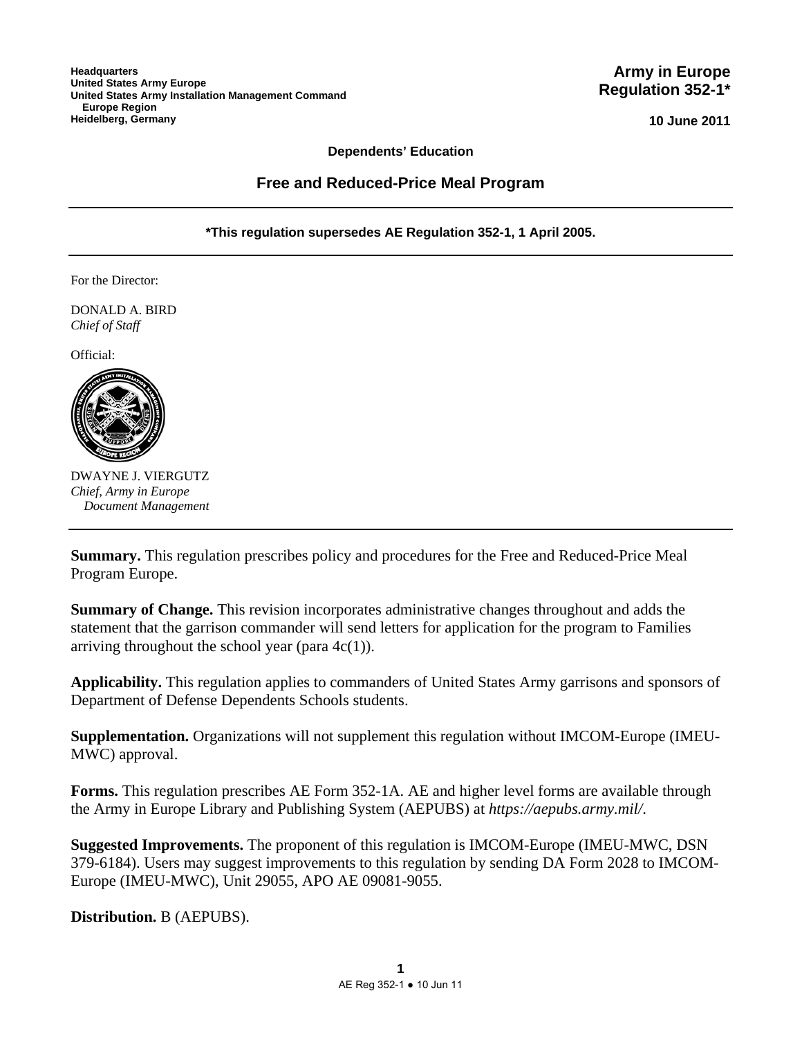**Headquarters**
**United States Army Europe**
**United States Army Installation Management Command**
**Europe Region**
**Heidelberg, Germany**

**Army in Europe**
**Regulation 352-1***

**10 June 2011**

**Dependents' Education**

## Free and Reduced-Price Meal Program

---

***This regulation supersedes AE Regulation 352-1, 1 April 2005.**

---

For the Director:

DONALD A. BIRD
*Chief of Staff*

Official:

DWAYNE J. VIERGUTZ
*Chief, Army in Europe*
*Document Management*

---

**Summary.** This regulation prescribes policy and procedures for the Free and Reduced-Price Meal Program Europe.

**Summary of Change.** This revision incorporates administrative changes throughout and adds the statement that the garrison commander will send letters for application for the program to Families arriving throughout the school year (para 4c(1)).

**Applicability.** This regulation applies to commanders of United States Army garrisons and sponsors of Department of Defense Dependents Schools students.

**Supplementation.** Organizations will not supplement this regulation without IMCOM-Europe (IMEU-MWC) approval.

**Forms.** This regulation prescribes AE Form 352-1A. AE and higher level forms are available through the Army in Europe Library and Publishing System (AEPUBS) at *https://aepubs.army.mil/*.

**Suggested Improvements.** The proponent of this regulation is IMCOM-Europe (IMEU-MWC, DSN 379-6184). Users may suggest improvements to this regulation by sending DA Form 2028 to IMCOM-Europe (IMEU-MWC), Unit 29055, APO AE 09081-9055.

**Distribution.** B (AEPUBS).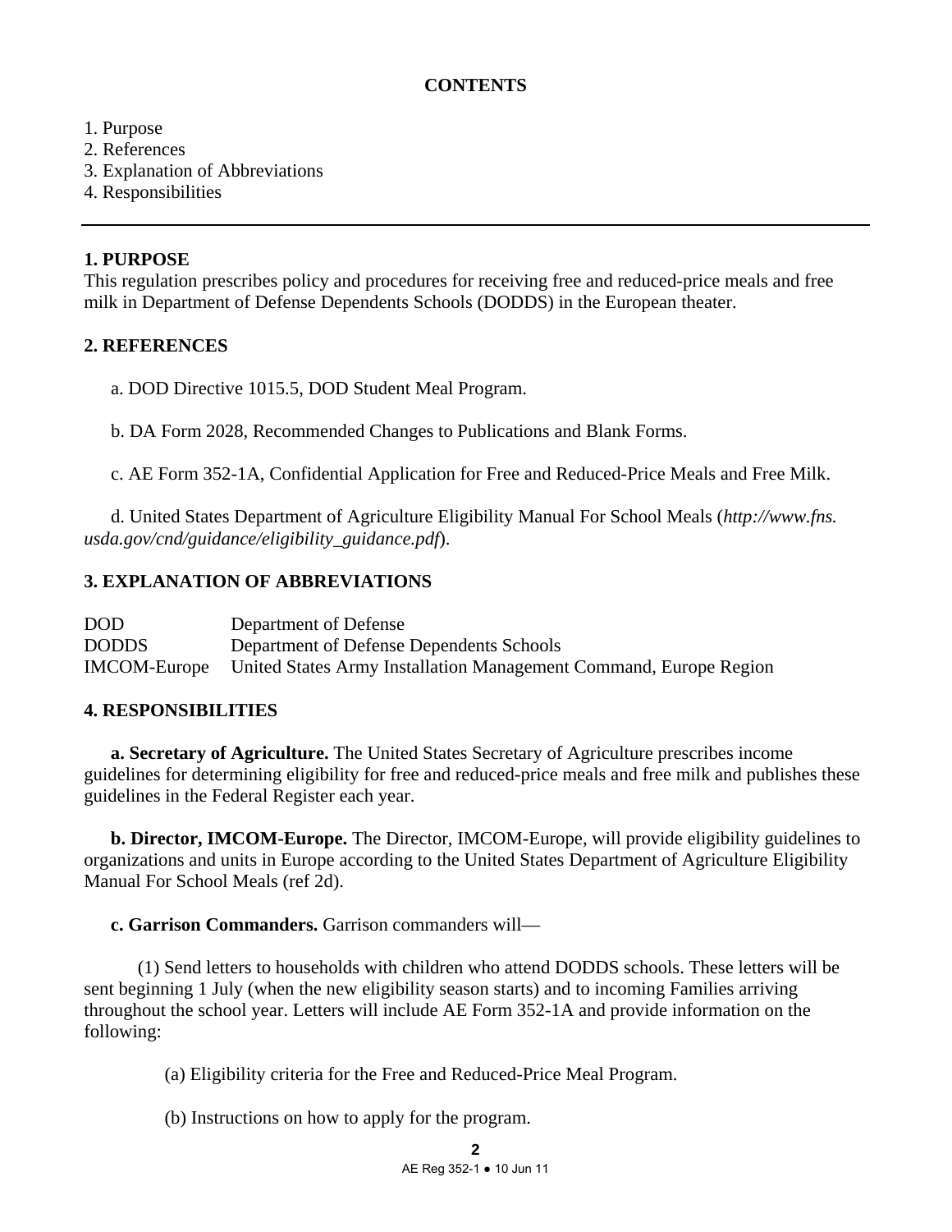**CONTENTS**

1. Purpose
2. References
3. Explanation of Abbreviations
4. Responsibilities

---

**1. PURPOSE**

This regulation prescribes policy and procedures for receiving free and reduced-price meals and free milk in Department of Defense Dependents Schools (DODDS) in the European theater.

**2. REFERENCES**

a. DOD Directive 1015.5, DOD Student Meal Program.

b. DA Form 2028, Recommended Changes to Publications and Blank Forms.

c. AE Form 352-1A, Confidential Application for Free and Reduced-Price Meals and Free Milk.

d. United States Department of Agriculture Eligibility Manual For School Meals (*http://www.fns.usda.gov/cnd/guidance/eligibility_guidance.pdf*).

**3. EXPLANATION OF ABBREVIATIONS**

| | |
|---|---|
| DOD | Department of Defense |
| DODDS | Department of Defense Dependents Schools |
| IMCOM-Europe | United States Army Installation Management Command, Europe Region |

**4. RESPONSIBILITIES**

**a. Secretary of Agriculture.** The United States Secretary of Agriculture prescribes income guidelines for determining eligibility for free and reduced-price meals and free milk and publishes these guidelines in the Federal Register each year.

**b. Director, IMCOM-Europe.** The Director, IMCOM-Europe, will provide eligibility guidelines to organizations and units in Europe according to the United States Department of Agriculture Eligibility Manual For School Meals (ref 2d).

**c. Garrison Commanders.** Garrison commanders will—

(1) Send letters to households with children who attend DODDS schools. These letters will be sent beginning 1 July (when the new eligibility season starts) and to incoming Families arriving throughout the school year. Letters will include AE Form 352-1A and provide information on the following:

(a) Eligibility criteria for the Free and Reduced-Price Meal Program.

(b) Instructions on how to apply for the program.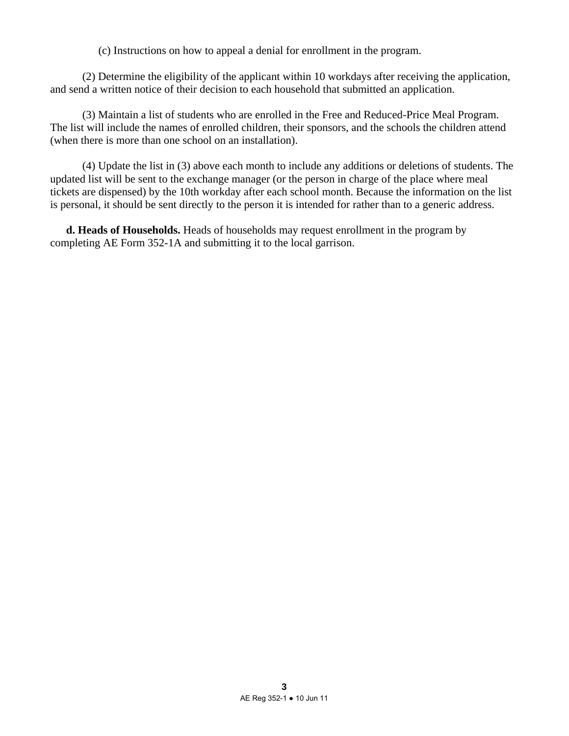(c) Instructions on how to appeal a denial for enrollment in the program.

(2) Determine the eligibility of the applicant within 10 workdays after receiving the application, and send a written notice of their decision to each household that submitted an application.

(3) Maintain a list of students who are enrolled in the Free and Reduced-Price Meal Program. The list will include the names of enrolled children, their sponsors, and the schools the children attend (when there is more than one school on an installation).

(4) Update the list in (3) above each month to include any additions or deletions of students. The updated list will be sent to the exchange manager (or the person in charge of the place where meal tickets are dispensed) by the 10th workday after each school month. Because the information on the list is personal, it should be sent directly to the person it is intended for rather than to a generic address.

**d. Heads of Households.** Heads of households may request enrollment in the program by completing AE Form 352-1A and submitting it to the local garrison.